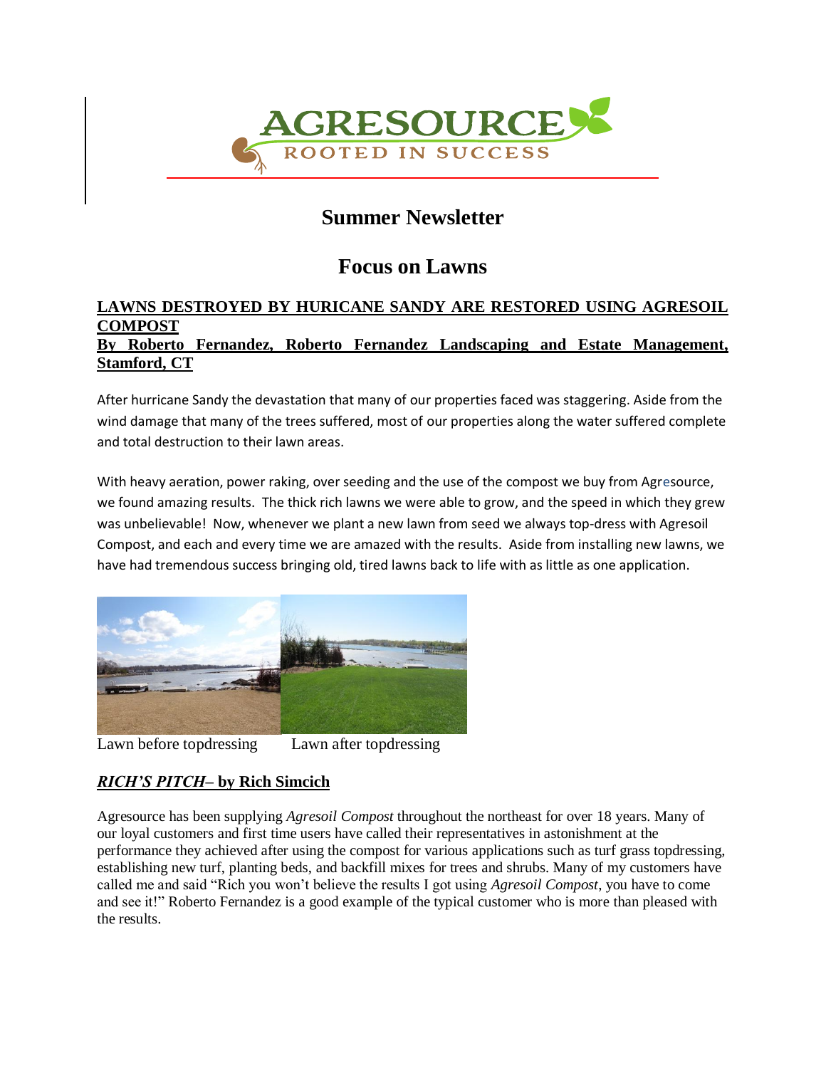# Summer Newsletter

## Focus on Lawns

### LAWNS DESTROYED BY HURICANE SANDY ARE RESTORED USING AGRESOIL COMPOST

**By Roberto Fernandez, Roberto Fernandez Landscaping and Estate Management, Stamford, CT**

After hurricane Sandy the devastation that many of our properties faced was staggering. Aside from the wind damage that many of the trees suffered, most of our properties along the water suffered complete and total destruction to their lawn areas.

With heavy aeration, power raking, over seeding and the use of the compost we buy from Agresource, we found amazing results. The thick rich lawns we were able to grow, and the speed in which they grew was unbelievable! Now, whenever we plant a new lawn from seed we always top-dress with Agresoil Compost, and each and every time we are amazed with the results. Aside from installing new lawns, we have had tremendous success bringing old, tired lawns back to life with as little as one application.

Lawn before topdressing Lawn after topdressing

### ***RICH'S PITCH*– by Rich Simcich**

Agresource has been supplying *Agresoil Compost* throughout the northeast for over 18 years. Many of our loyal customers and first time users have called their representatives in astonishment at the performance they achieved after using the compost for various applications such as turf grass topdressing, establishing new turf, planting beds, and backfill mixes for trees and shrubs. Many of my customers have called me and said "Rich you won't believe the results I got using *Agresoil Compost*, you have to come and see it!" Roberto Fernandez is a good example of the typical customer who is more than pleased with the results.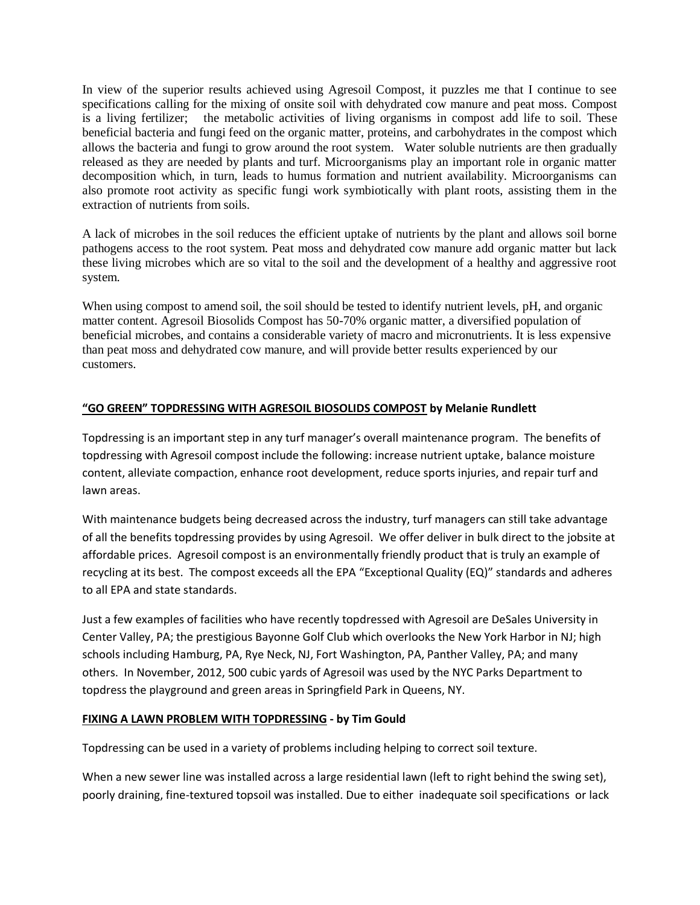In view of the superior results achieved using Agresoil Compost, it puzzles me that I continue to see specifications calling for the mixing of onsite soil with dehydrated cow manure and peat moss. Compost is a living fertilizer; the metabolic activities of living organisms in compost add life to soil. These beneficial bacteria and fungi feed on the organic matter, proteins, and carbohydrates in the compost which allows the bacteria and fungi to grow around the root system. Water soluble nutrients are then gradually released as they are needed by plants and turf. Microorganisms play an important role in organic matter decomposition which, in turn, leads to humus formation and nutrient availability. Microorganisms can also promote root activity as specific fungi work symbiotically with plant roots, assisting them in the extraction of nutrients from soils.

A lack of microbes in the soil reduces the efficient uptake of nutrients by the plant and allows soil borne pathogens access to the root system. Peat moss and dehydrated cow manure add organic matter but lack these living microbes which are so vital to the soil and the development of a healthy and aggressive root system.

When using compost to amend soil, the soil should be tested to identify nutrient levels, pH, and organic matter content. Agresoil Biosolids Compost has 50-70% organic matter, a diversified population of beneficial microbes, and contains a considerable variety of macro and micronutrients. It is less expensive than peat moss and dehydrated cow manure, and will provide better results experienced by our customers.

**<u>"GO GREEN" TOPDRESSING WITH AGRESOIL BIOSOLIDS COMPOST</u> by Melanie Rundlett**

Topdressing is an important step in any turf manager's overall maintenance program. The benefits of topdressing with Agresoil compost include the following: increase nutrient uptake, balance moisture content, alleviate compaction, enhance root development, reduce sports injuries, and repair turf and lawn areas.

With maintenance budgets being decreased across the industry, turf managers can still take advantage of all the benefits topdressing provides by using Agresoil. We offer deliver in bulk direct to the jobsite at affordable prices. Agresoil compost is an environmentally friendly product that is truly an example of recycling at its best. The compost exceeds all the EPA "Exceptional Quality (EQ)" standards and adheres to all EPA and state standards.

Just a few examples of facilities who have recently topdressed with Agresoil are DeSales University in Center Valley, PA; the prestigious Bayonne Golf Club which overlooks the New York Harbor in NJ; high schools including Hamburg, PA, Rye Neck, NJ, Fort Washington, PA, Panther Valley, PA; and many others. In November, 2012, 500 cubic yards of Agresoil was used by the NYC Parks Department to topdress the playground and green areas in Springfield Park in Queens, NY.

**<u>FIXING A LAWN PROBLEM WITH TOPDRESSING</u> - by Tim Gould**

Topdressing can be used in a variety of problems including helping to correct soil texture.

When a new sewer line was installed across a large residential lawn (left to right behind the swing set), poorly draining, fine-textured topsoil was installed. Due to either inadequate soil specifications or lack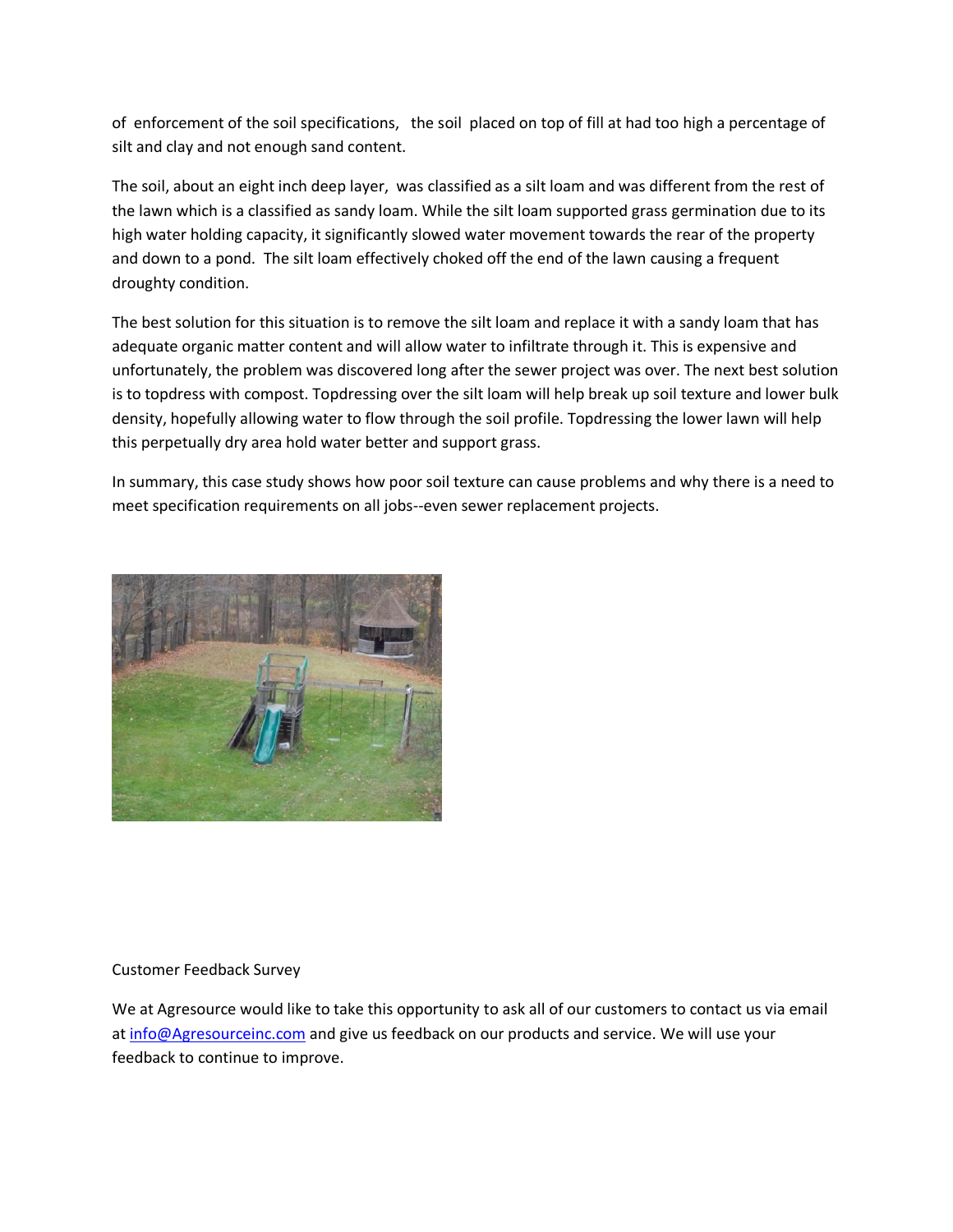of enforcement of the soil specifications, the soil placed on top of fill at had too high a percentage of silt and clay and not enough sand content.

The soil, about an eight inch deep layer, was classified as a silt loam and was different from the rest of the lawn which is a classified as sandy loam. While the silt loam supported grass germination due to its high water holding capacity, it significantly slowed water movement towards the rear of the property and down to a pond. The silt loam effectively choked off the end of the lawn causing a frequent droughty condition.

The best solution for this situation is to remove the silt loam and replace it with a sandy loam that has adequate organic matter content and will allow water to infiltrate through it. This is expensive and unfortunately, the problem was discovered long after the sewer project was over. The next best solution is to topdress with compost. Topdressing over the silt loam will help break up soil texture and lower bulk density, hopefully allowing water to flow through the soil profile. Topdressing the lower lawn will help this perpetually dry area hold water better and support grass.

In summary, this case study shows how poor soil texture can cause problems and why there is a need to meet specification requirements on all jobs--even sewer replacement projects.

Customer Feedback Survey

We at Agresource would like to take this opportunity to ask all of our customers to contact us via email at info@Agresourceinc.com and give us feedback on our products and service. We will use your feedback to continue to improve.